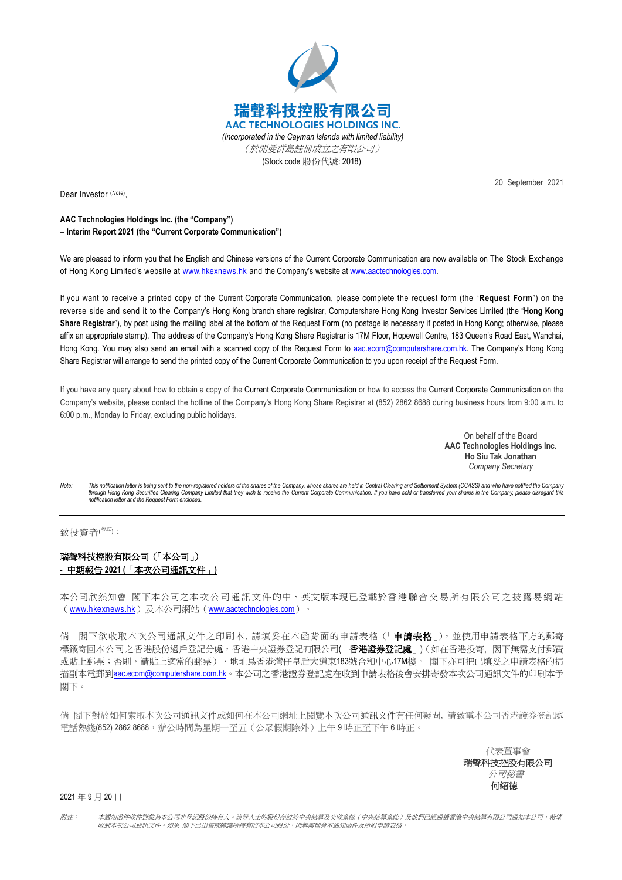# 瑞聲科技控股有限公司
## AAC TECHNOLOGIES HOLDINGS INC.

*(Incorporated in the Cayman Islands with limited liability)*

*（於開曼群島註冊成立之有限公司）*

(Stock code 股份代號: 2018)

20 September 2021

Dear Investor [(Note)],

**AAC Technologies Holdings Inc. (the "Company")**
**– Interim Report 2021 (the "Current Corporate Communication")**

We are pleased to inform you that the English and Chinese versions of the Current Corporate Communication are now available on The Stock Exchange of Hong Kong Limited's website at www.hkexnews.hk and the Company's website at www.aactechnologies.com.

If you want to receive a printed copy of the Current Corporate Communication, please complete the request form (the "**Request Form**") on the reverse side and send it to the Company's Hong Kong branch share registrar, Computershare Hong Kong Investor Services Limited (the "**Hong Kong Share Registrar**"), by post using the mailing label at the bottom of the Request Form (no postage is necessary if posted in Hong Kong; otherwise, please affix an appropriate stamp). The address of the Company's Hong Kong Share Registrar is 17M Floor, Hopewell Centre, 183 Queen's Road East, Wanchai, Hong Kong. You may also send an email with a scanned copy of the Request Form to aac.ecom@computershare.com.hk. The Company's Hong Kong Share Registrar will arrange to send the printed copy of the Current Corporate Communication to you upon receipt of the Request Form.

If you have any query about how to obtain a copy of the Current Corporate Communication or how to access the Current Corporate Communication on the Company's website, please contact the hotline of the Company's Hong Kong Share Registrar at (852) 2862 8688 during business hours from 9:00 a.m. to 6:00 p.m., Monday to Friday, excluding public holidays.

On behalf of the Board
**AAC Technologies Holdings Inc.**
**Ho Siu Tak Jonathan**
*Company Secretary*

*Note: This notification letter is being sent to the non-registered holders of the shares of the Company, whose shares are held in Central Clearing and Settlement System (CCASS) and who have notified the Company through Hong Kong Securities Clearing Company Limited that they wish to receive the Current Corporate Communication. If you have sold or transferred your shares in the Company, please disregard this notification letter and the Request Form enclosed.*

---

致投資者[(附註)]：

**瑞聲科技控股有限公司（「本公司」）**
**- 中期報告 2021（「本次公司通訊文件」）**

本公司欣然知會 閣下本公司之本次公司通訊文件的中、英文版本現已登載於香港聯合交易所有限公司之披露易網站（www.hkexnews.hk）及本公司網站（www.aactechnologies.com）。

倘 閣下欲收取本次公司通訊文件之印刷本，請填妥在本函背面的申請表格（「**申請表格**」），並使用申請表格下方的郵寄標籤寄回本公司之香港股份過戶登記分處，香港中央證券登記有限公司(「**香港證券登記處**」)（如在香港投寄，閣下無需支付郵費或貼上郵票；否則，請貼上適當的郵票），地址爲香港灣仔皇后大道東183號合和中心17M樓。 閣下亦可把已填妥之申請表格的掃描副本電郵到aac.ecom@computershare.com.hk。本公司之香港證券登記處在收到申請表格後會安排寄發本次公司通訊文件的印刷本予閣下。

倘 閣下對於如何索取本次公司通訊文件或如何在本公司網址上閱覽本次公司通訊文件有任何疑問，請致電本公司香港證券登記處電話熱綫(852) 2862 8688，辦公時間為星期一至五（公眾假期除外）上午 9 時正至下午 6 時正。

代表董事會
**瑞聲科技控股有限公司**
*公司秘書*
**何紹德**

2021 年 9 月 20 日

*附註：本通知函件收件對象為本公司非登記股份持有人。該等人士的股份存放於中央結算及交收系統（中央結算系統）及他們已經通過香港中央結算有限公司通知本公司，希望收到本次公司通訊文件。如果 閣下已出售或轉讓所持有的本公司股份，則無需理會本通知函件及所附申請表格。*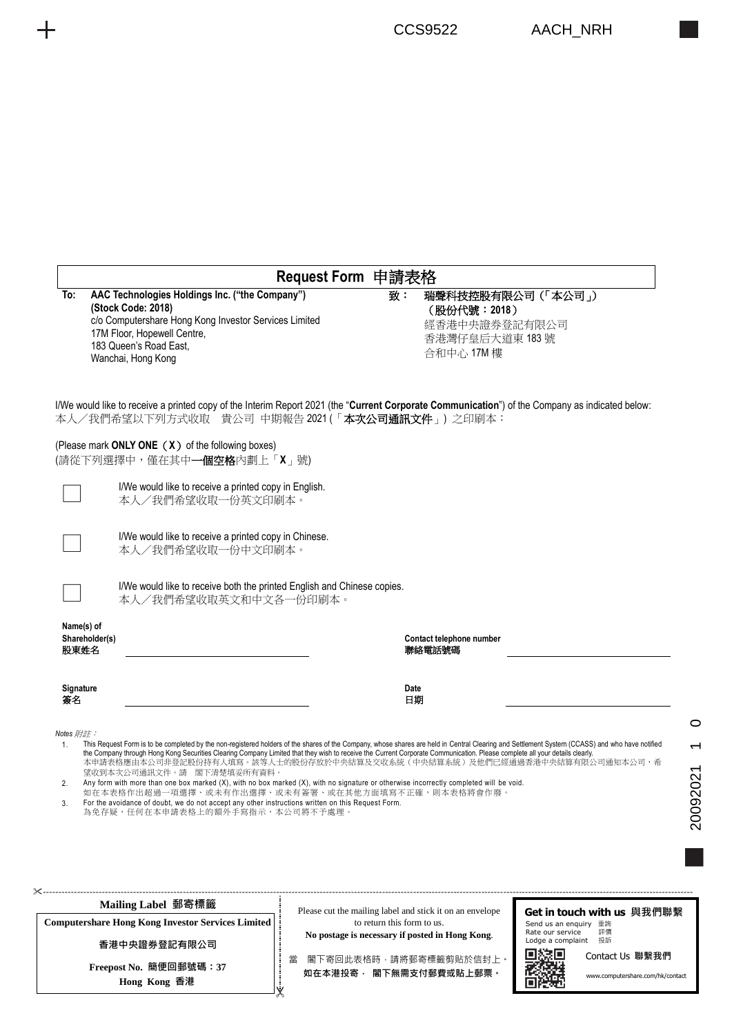# Request Form 申請表格

**To:** **AAC Technologies Holdings Inc. ("the Company")**
**(Stock Code: 2018)**
c/o Computershare Hong Kong Investor Services Limited
17M Floor, Hopewell Centre,
183 Queen's Road East,
Wanchai, Hong Kong

**致：** 瑞聲科技控股有限公司（「本公司」）
**（股份代號：2018）**
經香港中央證券登記有限公司
香港灣仔皇后大道東 183 號
合和中心 17M 樓

I/We would like to receive a printed copy of the Interim Report 2021 (the "**Current Corporate Communication**") of the Company as indicated below:
本人／我們希望以下列方式收取 貴公司 中期報告 2021 (「**本次公司通訊文件**」) 之印刷本：

(Please mark **ONLY ONE** (**X**) of the following boxes)
(請從下列選擇中，僅在其中**一個空格**內劃上「**X**」號)

☐ I/We would like to receive a printed copy in English.
本人／我們希望收取一份英文印刷本。

☐ I/We would like to receive a printed copy in Chinese.
本人／我們希望收取一份中文印刷本。

☐ I/We would like to receive both the printed English and Chinese copies.
本人／我們希望收取英文和中文各一份印刷本。

**Name(s) of Shareholder(s)**
**股東姓名** ______________________

**Contact telephone number**
**聯絡電話號碼** ______________________

**Signature**
**簽名** ______________________

**Date**
**日期** ______________________

*Notes 附註：*

1. This Request Form is to be completed by the non-registered holders of the shares of the Company, whose shares are held in Central Clearing and Settlement System (CCASS) and who have notified the Company through Hong Kong Securities Clearing Company Limited that they wish to receive the Current Corporate Communication. Please complete all your details clearly.
本申請表格應由本公司非登記股份持有人填寫。該等人士的股份存放於中央結算及交收系統（中央結算系統）及他們已經通過香港中央結算有限公司通知本公司，希望收到本次公司通訊文件。請 閣下清楚填妥所有資料。
2. Any form with more than one box marked (X), with no box marked (X), with no signature or otherwise incorrectly completed will be void.
如在本表格作出超過一項選擇、或未有作出選擇、或未有簽署、或在其他方面填寫不正確，則本表格將會作廢。
3. For the avoidance of doubt, we do not accept any other instructions written on this Request Form.
為免存疑，任何在本申請表格上的額外手寫指示，本公司將不予處理。

---

**Mailing Label 郵寄標籤**

**Computershare Hong Kong Investor Services Limited**

**香港中央證券登記有限公司**

**Freepost No. 簡便回郵號碼：37**
**Hong Kong 香港**

Please cut the mailing label and stick it on an envelope to return this form to us.
**No postage is necessary if posted in Hong Kong.**

當 閣下寄回此表格時，請將郵寄標籤剪貼於信封上。
**如在本港投寄， 閣下無需支付郵費或貼上郵票。**

**Get in touch with us 與我們聯繫**
Send us an enquiry 查詢
Rate our service 評價
Lodge a complaint 投訴

Contact Us 聯繫我們
www.computershare.com/hk/contact